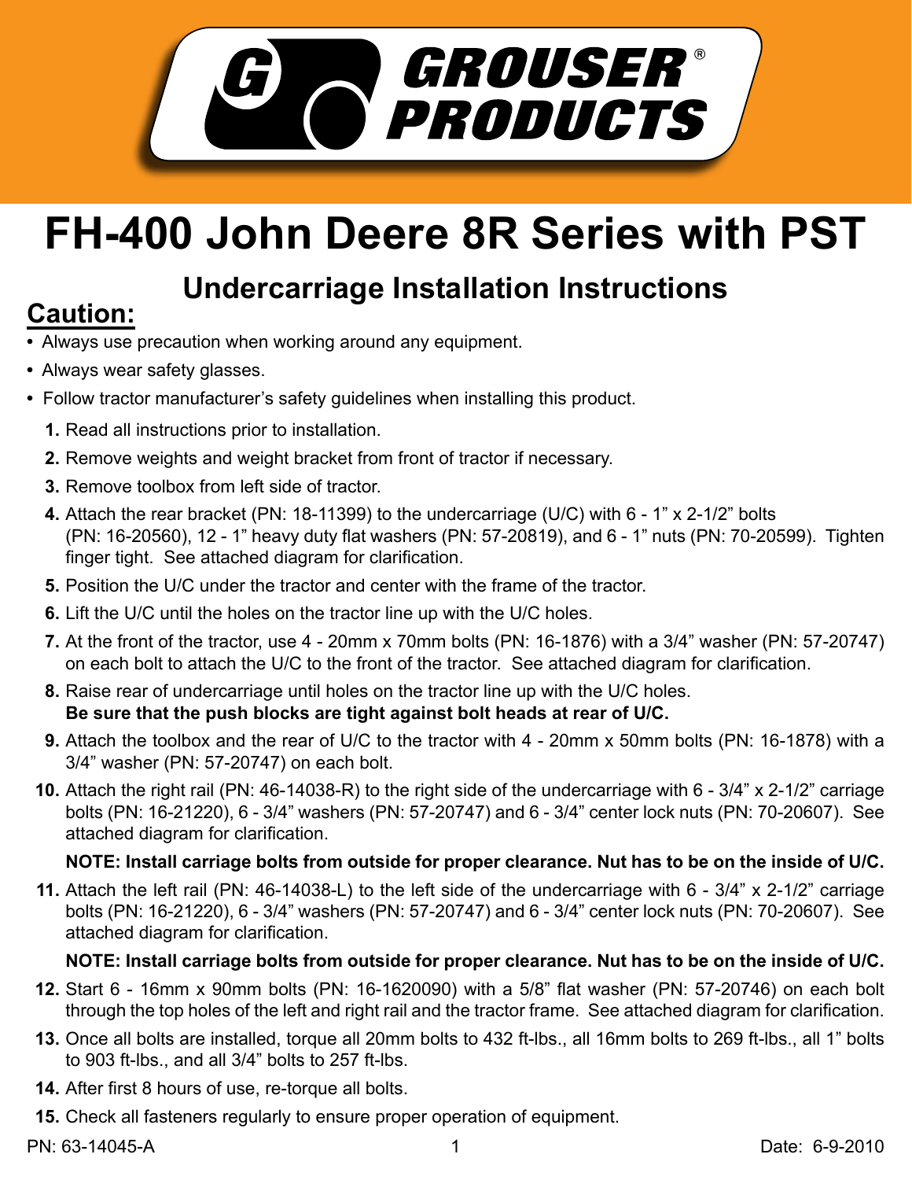GROUSER® PRODUCTS

# FH-400 John Deere 8R Series with PST

## Undercarriage Installation Instructions

**Caution:**

- Always use precaution when working around any equipment.
- Always wear safety glasses.
- Follow tractor manufacturer's safety guidelines when installing this product.

1. Read all instructions prior to installation.
2. Remove weights and weight bracket from front of tractor if necessary.
3. Remove toolbox from left side of tractor.
4. Attach the rear bracket (PN: 18-11399) to the undercarriage (U/C) with 6 - 1" x 2-1/2" bolts (PN: 16-20560), 12 - 1" heavy duty flat washers (PN: 57-20819), and 6 - 1" nuts (PN: 70-20599). Tighten finger tight. See attached diagram for clarification.
5. Position the U/C under the tractor and center with the frame of the tractor.
6. Lift the U/C until the holes on the tractor line up with the U/C holes.
7. At the front of the tractor, use 4 - 20mm x 70mm bolts (PN: 16-1876) with a 3/4" washer (PN: 57-20747) on each bolt to attach the U/C to the front of the tractor. See attached diagram for clarification.
8. Raise rear of undercarriage until holes on the tractor line up with the U/C holes.
   **Be sure that the push blocks are tight against bolt heads at rear of U/C.**
9. Attach the toolbox and the rear of U/C to the tractor with 4 - 20mm x 50mm bolts (PN: 16-1878) with a 3/4" washer (PN: 57-20747) on each bolt.
10. Attach the right rail (PN: 46-14038-R) to the right side of the undercarriage with 6 - 3/4" x 2-1/2" carriage bolts (PN: 16-21220), 6 - 3/4" washers (PN: 57-20747) and 6 - 3/4" center lock nuts (PN: 70-20607). See attached diagram for clarification.

    **NOTE: Install carriage bolts from outside for proper clearance. Nut has to be on the inside of U/C.**
11. Attach the left rail (PN: 46-14038-L) to the left side of the undercarriage with 6 - 3/4" x 2-1/2" carriage bolts (PN: 16-21220), 6 - 3/4" washers (PN: 57-20747) and 6 - 3/4" center lock nuts (PN: 70-20607). See attached diagram for clarification.

    **NOTE: Install carriage bolts from outside for proper clearance. Nut has to be on the inside of U/C.**
12. Start 6 - 16mm x 90mm bolts (PN: 16-1620090) with a 5/8" flat washer (PN: 57-20746) on each bolt through the top holes of the left and right rail and the tractor frame. See attached diagram for clarification.
13. Once all bolts are installed, torque all 20mm bolts to 432 ft-lbs., all 16mm bolts to 269 ft-lbs., all 1" bolts to 903 ft-lbs., and all 3/4" bolts to 257 ft-lbs.
14. After first 8 hours of use, re-torque all bolts.
15. Check all fasteners regularly to ensure proper operation of equipment.

PN: 63-14045-A Date: 6-9-2010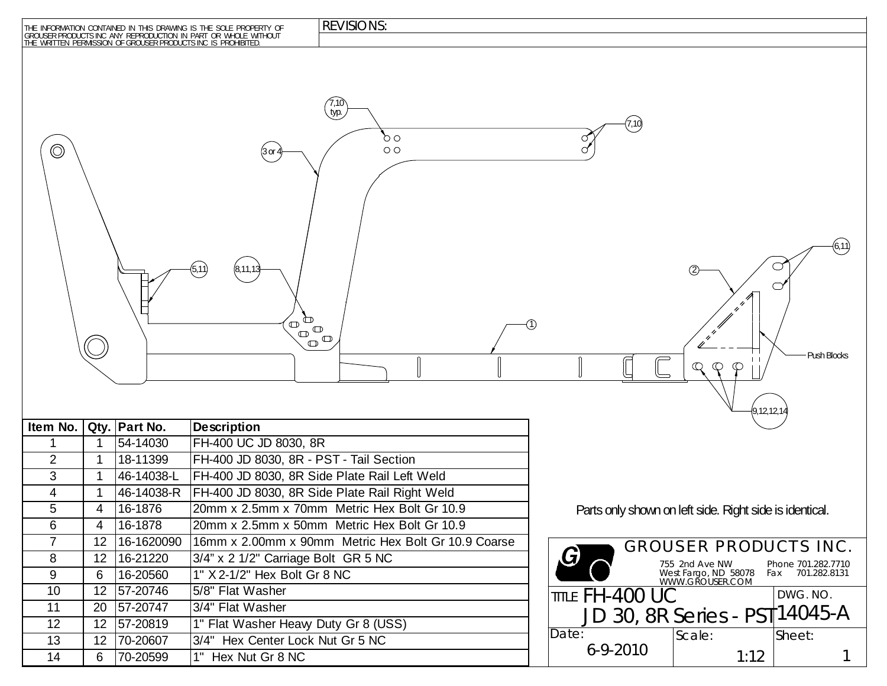THE INFORMATION CONTAINED IN THIS DRAWING IS THE SOLE PROPERTY OF GROUSER PRODUCTS INC ANY REPRODUCTION IN PART OR WHOLE WITHOUT THE WRITTEN PERMISSION OF GROUSER PRODUCTS INC IS PROHIBITED.

REVISIONS:

7,10 typ.

7,10

3 or 4

5,11

8,11,13

1

2

6,11

Push Blocks

9,12,12,14

| Item No. | Qty. | Part No. | Description |
|---|---|---|---|
| 1 | 1 | 54-14030 | FH-400 UC JD 8030, 8R |
| 2 | 1 | 18-11399 | FH-400 JD 8030, 8R - PST - Tail Section |
| 3 | 1 | 46-14038-L | FH-400 JD 8030, 8R Side Plate Rail Left Weld |
| 4 | 1 | 46-14038-R | FH-400 JD 8030, 8R Side Plate Rail Right Weld |
| 5 | 4 | 16-1876 | 20mm x 2.5mm x 70mm Metric Hex Bolt Gr 10.9 |
| 6 | 4 | 16-1878 | 20mm x 2.5mm x 50mm Metric Hex Bolt Gr 10.9 |
| 7 | 12 | 16-1620090 | 16mm x 2.00mm x 90mm Metric Hex Bolt Gr 10.9 Coarse |
| 8 | 12 | 16-21220 | 3/4" x 2 1/2" Carriage Bolt GR 5 NC |
| 9 | 6 | 16-20560 | 1" X 2-1/2" Hex Bolt Gr 8 NC |
| 10 | 12 | 57-20746 | 5/8" Flat Washer |
| 11 | 20 | 57-20747 | 3/4" Flat Washer |
| 12 | 12 | 57-20819 | 1" Flat Washer Heavy Duty Gr 8 (USS) |
| 13 | 12 | 70-20607 | 3/4" Hex Center Lock Nut Gr 5 NC |
| 14 | 6 | 70-20599 | 1" Hex Nut Gr 8 NC |

Parts only shown on left side. Right side is identical.

GROUSER PRODUCTS INC.

755 2nd Ave NW
West Fargo, ND 58078
WWW.GROUSER.COM

Phone 701.282.7710
Fax 701.282.8131

| | | |
|---|---|---|
| TITLE FH-400 UC JD 30, 8R Series - PST | | DWG. NO. 14045-A |
| Date: 6-9-2010 | Scale: 1:12 | Sheet: 1 |